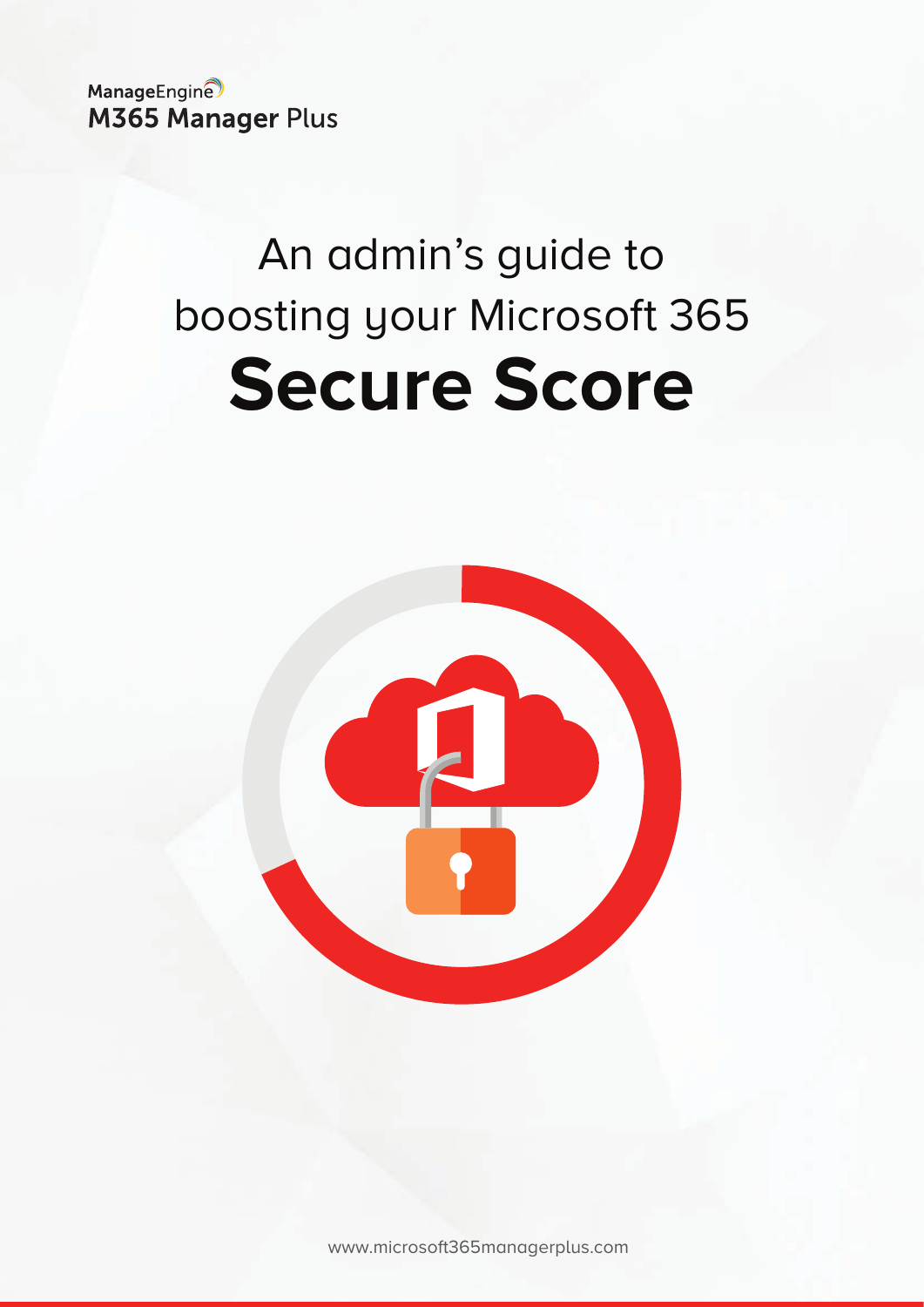ManageEngine
M365 Manager Plus

# An admin's guide to boosting your Microsoft 365 **Secure Score**

www.microsoft365managerplus.com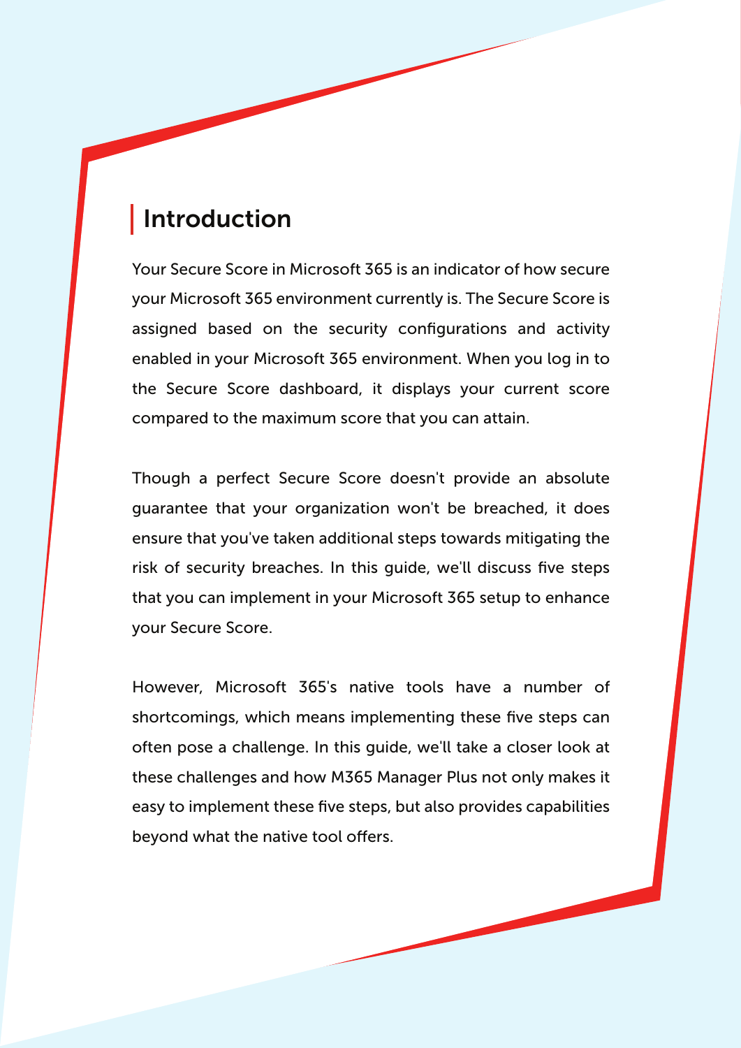## Introduction

Your Secure Score in Microsoft 365 is an indicator of how secure your Microsoft 365 environment currently is. The Secure Score is assigned based on the security configurations and activity enabled in your Microsoft 365 environment. When you log in to the Secure Score dashboard, it displays your current score compared to the maximum score that you can attain.

Though a perfect Secure Score doesn't provide an absolute guarantee that your organization won't be breached, it does ensure that you've taken additional steps towards mitigating the risk of security breaches. In this guide, we'll discuss five steps that you can implement in your Microsoft 365 setup to enhance your Secure Score.

However, Microsoft 365's native tools have a number of shortcomings, which means implementing these five steps can often pose a challenge. In this guide, we'll take a closer look at these challenges and how M365 Manager Plus not only makes it easy to implement these five steps, but also provides capabilities beyond what the native tool offers.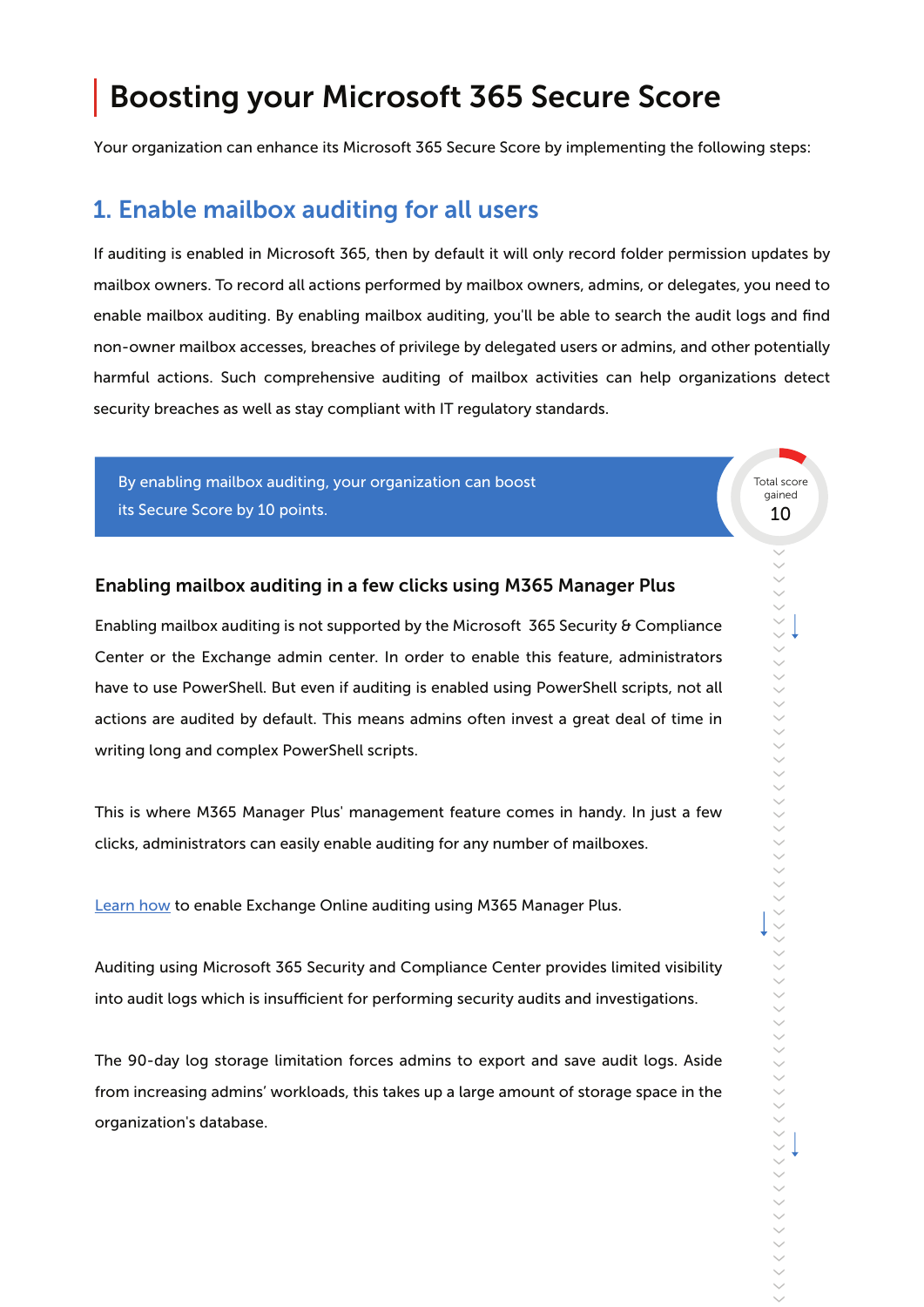# Boosting your Microsoft 365 Secure Score

Your organization can enhance its Microsoft 365 Secure Score by implementing the following steps:

## 1. Enable mailbox auditing for all users

If auditing is enabled in Microsoft 365, then by default it will only record folder permission updates by mailbox owners. To record all actions performed by mailbox owners, admins, or delegates, you need to enable mailbox auditing. By enabling mailbox auditing, you'll be able to search the audit logs and find non-owner mailbox accesses, breaches of privilege by delegated users or admins, and other potentially harmful actions. Such comprehensive auditing of mailbox activities can help organizations detect security breaches as well as stay compliant with IT regulatory standards.

By enabling mailbox auditing, your organization can boost its Secure Score by 10 points.

Total score gained
10

### Enabling mailbox auditing in a few clicks using M365 Manager Plus

Enabling mailbox auditing is not supported by the Microsoft 365 Security & Compliance Center or the Exchange admin center. In order to enable this feature, administrators have to use PowerShell. But even if auditing is enabled using PowerShell scripts, not all actions are audited by default. This means admins often invest a great deal of time in writing long and complex PowerShell scripts.

This is where M365 Manager Plus' management feature comes in handy. In just a few clicks, administrators can easily enable auditing for any number of mailboxes.

Learn how to enable Exchange Online auditing using M365 Manager Plus.

Auditing using Microsoft 365 Security and Compliance Center provides limited visibility into audit logs which is insufficient for performing security audits and investigations.

The 90-day log storage limitation forces admins to export and save audit logs. Aside from increasing admins' workloads, this takes up a large amount of storage space in the organization's database.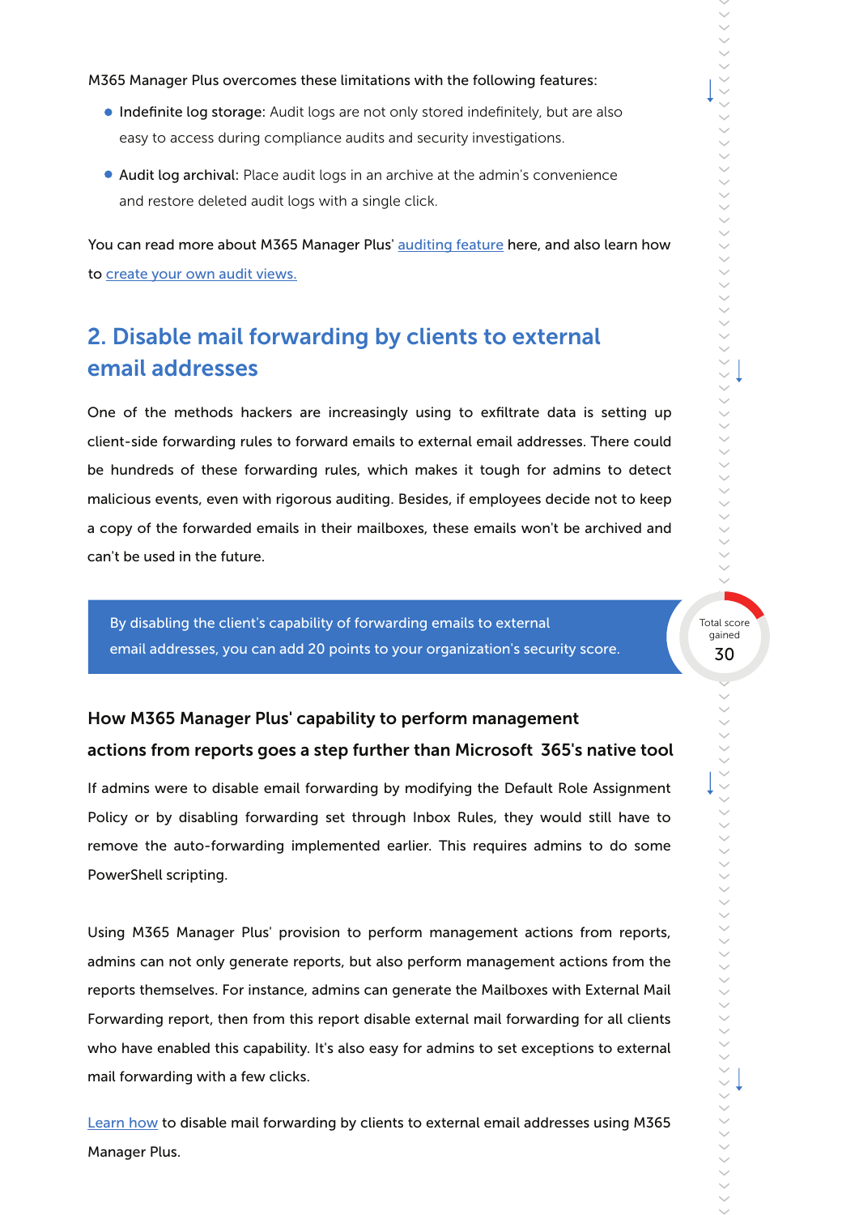M365 Manager Plus overcomes these limitations with the following features:

- **Indefinite log storage:** Audit logs are not only stored indefinitely, but are also easy to access during compliance audits and security investigations.
- **Audit log archival:** Place audit logs in an archive at the admin's convenience and restore deleted audit logs with a single click.

You can read more about M365 Manager Plus' auditing feature here, and also learn how to create your own audit views.

## 2. Disable mail forwarding by clients to external email addresses

One of the methods hackers are increasingly using to exfiltrate data is setting up client-side forwarding rules to forward emails to external email addresses. There could be hundreds of these forwarding rules, which makes it tough for admins to detect malicious events, even with rigorous auditing. Besides, if employees decide not to keep a copy of the forwarded emails in their mailboxes, these emails won't be archived and can't be used in the future.

> By disabling the client's capability of forwarding emails to external email addresses, you can add 20 points to your organization's security score.

Total score gained
30

### How M365 Manager Plus' capability to perform management actions from reports goes a step further than Microsoft 365's native tool

If admins were to disable email forwarding by modifying the Default Role Assignment Policy or by disabling forwarding set through Inbox Rules, they would still have to remove the auto-forwarding implemented earlier. This requires admins to do some PowerShell scripting.

Using M365 Manager Plus' provision to perform management actions from reports, admins can not only generate reports, but also perform management actions from the reports themselves. For instance, admins can generate the Mailboxes with External Mail Forwarding report, then from this report disable external mail forwarding for all clients who have enabled this capability. It's also easy for admins to set exceptions to external mail forwarding with a few clicks.

Learn how to disable mail forwarding by clients to external email addresses using M365 Manager Plus.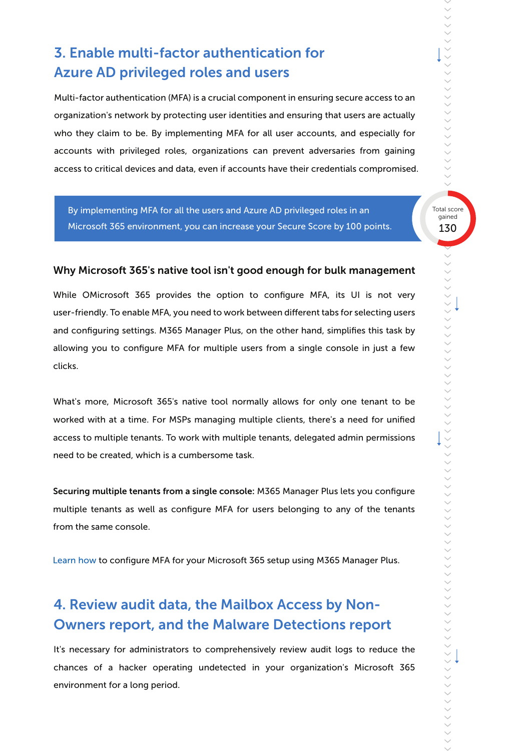## 3. Enable multi-factor authentication for Azure AD privileged roles and users

Multi-factor authentication (MFA) is a crucial component in ensuring secure access to an organization's network by protecting user identities and ensuring that users are actually who they claim to be. By implementing MFA for all user accounts, and especially for accounts with privileged roles, organizations can prevent adversaries from gaining access to critical devices and data, even if accounts have their credentials compromised.

> By implementing MFA for all the users and Azure AD privileged roles in an Microsoft 365 environment, you can increase your Secure Score by 100 points.

Total score gained 130

### Why Microsoft 365's native tool isn't good enough for bulk management

While OMicrosoft 365 provides the option to configure MFA, its UI is not very user-friendly. To enable MFA, you need to work between different tabs for selecting users and configuring settings. M365 Manager Plus, on the other hand, simplifies this task by allowing you to configure MFA for multiple users from a single console in just a few clicks.

What's more, Microsoft 365's native tool normally allows for only one tenant to be worked with at a time. For MSPs managing multiple clients, there's a need for unified access to multiple tenants. To work with multiple tenants, delegated admin permissions need to be created, which is a cumbersome task.

**Securing multiple tenants from a single console:** M365 Manager Plus lets you configure multiple tenants as well as configure MFA for users belonging to any of the tenants from the same console.

Learn how to configure MFA for your Microsoft 365 setup using M365 Manager Plus.

## 4. Review audit data, the Mailbox Access by Non-Owners report, and the Malware Detections report

It's necessary for administrators to comprehensively review audit logs to reduce the chances of a hacker operating undetected in your organization's Microsoft 365 environment for a long period.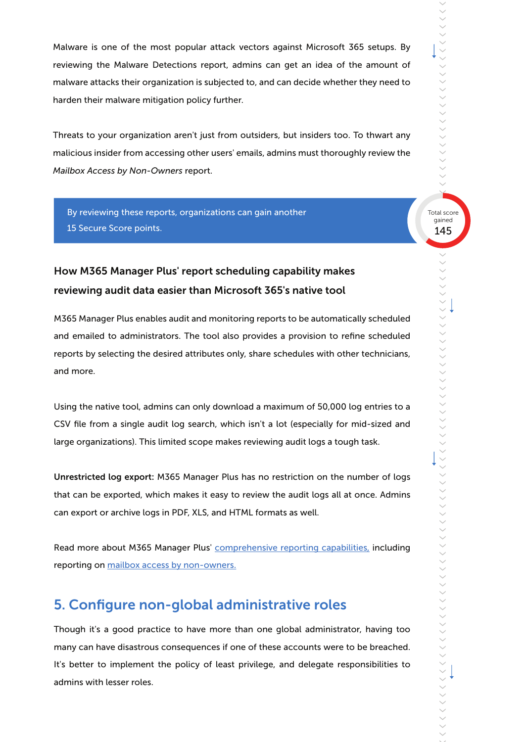Malware is one of the most popular attack vectors against Microsoft 365 setups. By reviewing the Malware Detections report, admins can get an idea of the amount of malware attacks their organization is subjected to, and can decide whether they need to harden their malware mitigation policy further.

Threats to your organization aren't just from outsiders, but insiders too. To thwart any malicious insider from accessing other users' emails, admins must thoroughly review the *Mailbox Access by Non-Owners* report.

> By reviewing these reports, organizations can gain another 15 Secure Score points.

Total score gained 145

### How M365 Manager Plus' report scheduling capability makes reviewing audit data easier than Microsoft 365's native tool

M365 Manager Plus enables audit and monitoring reports to be automatically scheduled and emailed to administrators. The tool also provides a provision to refine scheduled reports by selecting the desired attributes only, share schedules with other technicians, and more.

Using the native tool, admins can only download a maximum of 50,000 log entries to a CSV file from a single audit log search, which isn't a lot (especially for mid-sized and large organizations). This limited scope makes reviewing audit logs a tough task.

**Unrestricted log export:** M365 Manager Plus has no restriction on the number of logs that can be exported, which makes it easy to review the audit logs all at once. Admins can export or archive logs in PDF, XLS, and HTML formats as well.

Read more about M365 Manager Plus' comprehensive reporting capabilities, including reporting on mailbox access by non-owners.

## 5. Configure non-global administrative roles

Though it's a good practice to have more than one global administrator, having too many can have disastrous consequences if one of these accounts were to be breached. It's better to implement the policy of least privilege, and delegate responsibilities to admins with lesser roles.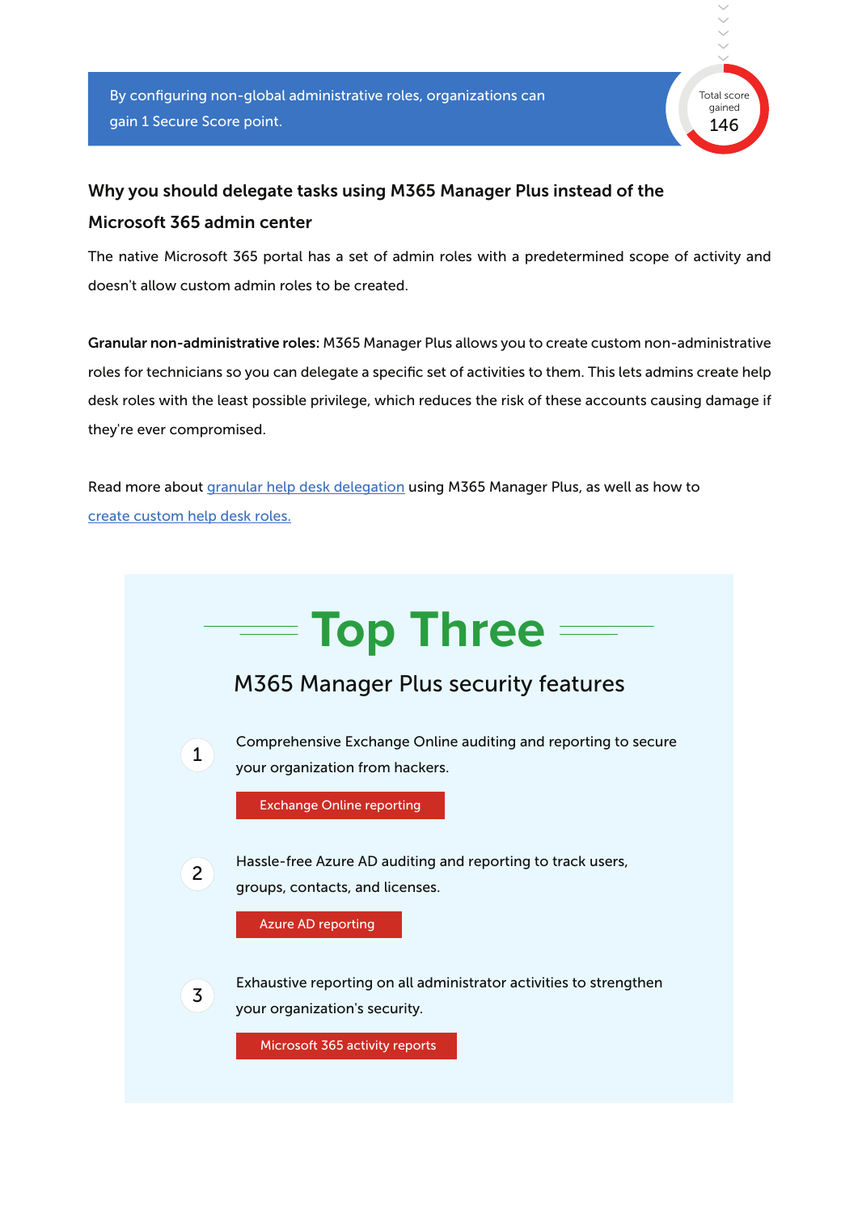By configuring non-global administrative roles, organizations can gain 1 Secure Score point.

Total score gained 146

## Why you should delegate tasks using M365 Manager Plus instead of the Microsoft 365 admin center

The native Microsoft 365 portal has a set of admin roles with a predetermined scope of activity and doesn't allow custom admin roles to be created.

**Granular non-administrative roles:** M365 Manager Plus allows you to create custom non-administrative roles for technicians so you can delegate a specific set of activities to them. This lets admins create help desk roles with the least possible privilege, which reduces the risk of these accounts causing damage if they're ever compromised.

Read more about granular help desk delegation using M365 Manager Plus, as well as how to create custom help desk roles.

## Top Three

### M365 Manager Plus security features

1. Comprehensive Exchange Online auditing and reporting to secure your organization from hackers.

   Exchange Online reporting

2. Hassle-free Azure AD auditing and reporting to track users, groups, contacts, and licenses.

   Azure AD reporting

3. Exhaustive reporting on all administrator activities to strengthen your organization's security.

   Microsoft 365 activity reports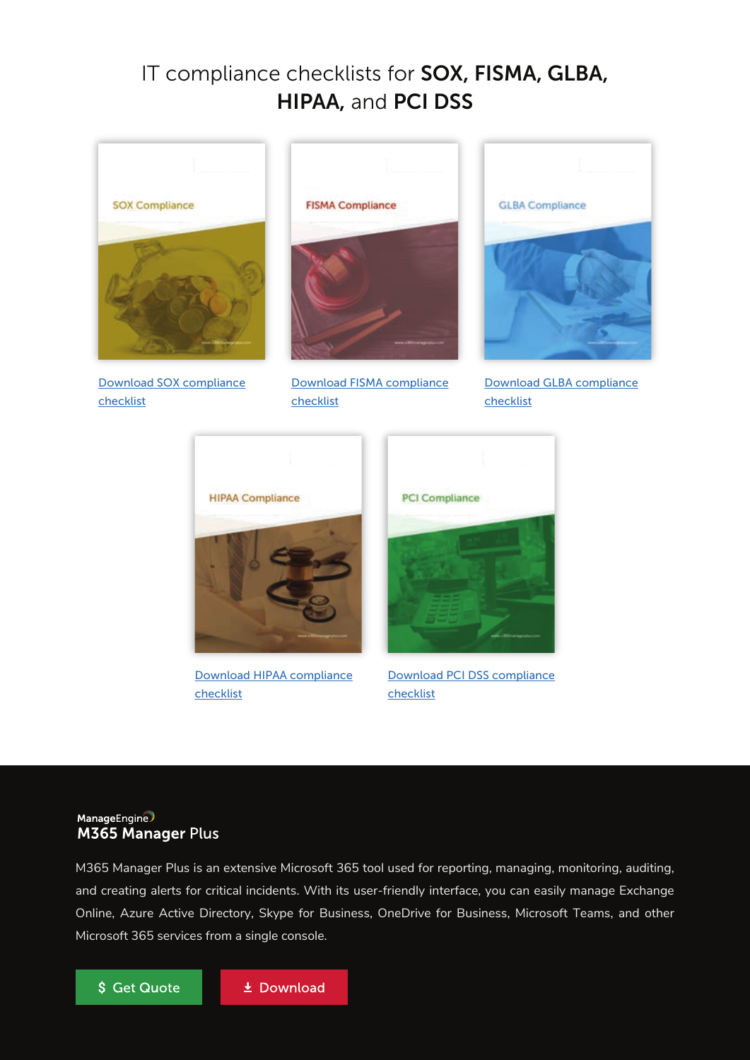# IT compliance checklists for **SOX, FISMA, GLBA, HIPAA,** and **PCI DSS**

SOX Compliance

[Download SOX compliance checklist]

FISMA Compliance

[Download FISMA compliance checklist]

GLBA Compliance

[Download GLBA compliance checklist]

HIPAA Compliance

[Download HIPAA compliance checklist]

PCI Compliance

[Download PCI DSS compliance checklist]

ManageEngine
**M365 Manager Plus**

M365 Manager Plus is an extensive Microsoft 365 tool used for reporting, managing, monitoring, auditing, and creating alerts for critical incidents. With its user-friendly interface, you can easily manage Exchange Online, Azure Active Directory, Skype for Business, OneDrive for Business, Microsoft Teams, and other Microsoft 365 services from a single console.

$ Get Quote

Download